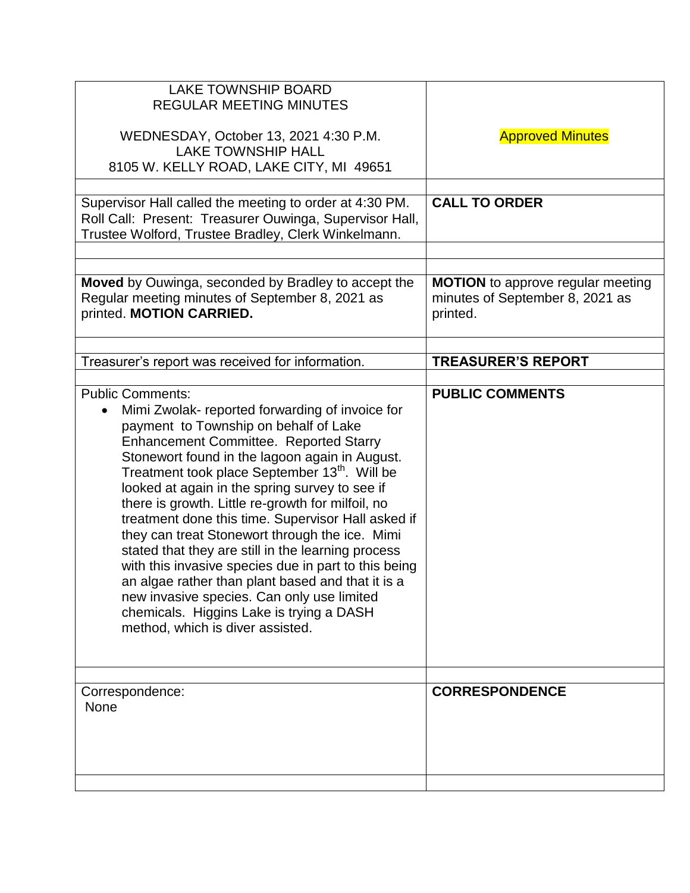| LAKE TOWNSHIP BOARD<br>REGULAR MEETING MINUTES<br><br>WEDNESDAY, October 13, 2021 4:30 P.M.<br>LAKE TOWNSHIP HALL<br>8105 W. KELLY ROAD, LAKE CITY, MI 49651 | Approved Minutes |
|---|---|
| | |
| Supervisor Hall called the meeting to order at 4:30 PM. Roll Call: Present: Treasurer Ouwinga, Supervisor Hall, Trustee Wolford, Trustee Bradley, Clerk Winkelmann. | **CALL TO ORDER** |
| | |
| | |
| **Moved** by Ouwinga, seconded by Bradley to accept the Regular meeting minutes of September 8, 2021 as printed. **MOTION CARRIED.** | **MOTION** to approve regular meeting minutes of September 8, 2021 as printed. |
| | |
| Treasurer's report was received for information. | **TREASURER'S REPORT** |
| | |
| Public Comments:<br>• Mimi Zwolak- reported forwarding of invoice for payment to Township on behalf of Lake Enhancement Committee. Reported Starry Stonewort found in the lagoon again in August. Treatment took place September 13th. Will be looked at again in the spring survey to see if there is growth. Little re-growth for milfoil, no treatment done this time. Supervisor Hall asked if they can treat Stonewort through the ice. Mimi stated that they are still in the learning process with this invasive species due in part to this being an algae rather than plant based and that it is a new invasive species. Can only use limited chemicals. Higgins Lake is trying a DASH method, which is diver assisted. | **PUBLIC COMMENTS** |
| | |
| Correspondence:<br>None | **CORRESPONDENCE** |
| | |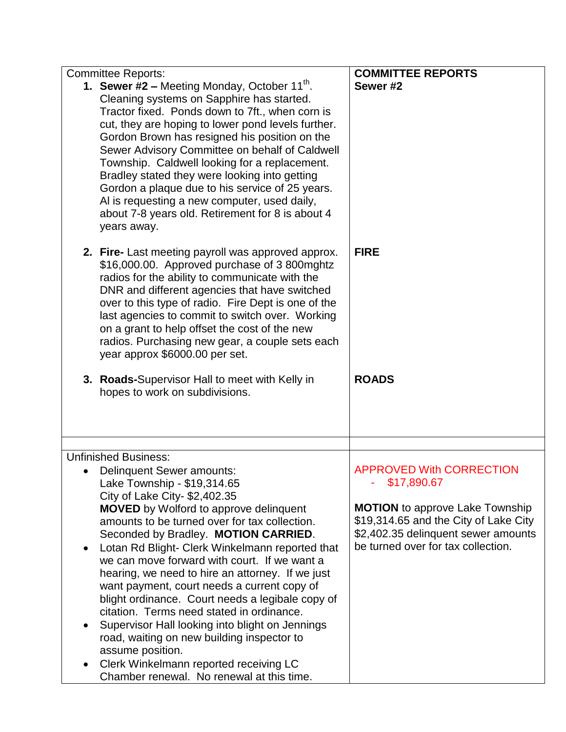| Committee Reports: | **COMMITTEE REPORTS** |
|---|---|
| 1. **Sewer #2 –** Meeting Monday, October 11th. Cleaning systems on Sapphire has started. Tractor fixed. Ponds down to 7ft., when corn is cut, they are hoping to lower pond levels further. Gordon Brown has resigned his position on the Sewer Advisory Committee on behalf of Caldwell Township. Caldwell looking for a replacement. Bradley stated they were looking into getting Gordon a plaque due to his service of 25 years. Al is requesting a new computer, used daily, about 7-8 years old. Retirement for 8 is about 4 years away. | **Sewer #2** |
| 2. **Fire-** Last meeting payroll was approved approx. $16,000.00. Approved purchase of 3 800mghtz radios for the ability to communicate with the DNR and different agencies that have switched over to this type of radio. Fire Dept is one of the last agencies to commit to switch over. Working on a grant to help offset the cost of the new radios. Purchasing new gear, a couple sets each year approx $6000.00 per set. | **FIRE** |
| 3. **Roads-**Supervisor Hall to meet with Kelly in hopes to work on subdivisions. | **ROADS** |
| | |
| Unfinished Business:<br>• Delinquent Sewer amounts:<br>Lake Township - $19,314.65<br>City of Lake City- $2,402.35<br>**MOVED** by Wolford to approve delinquent amounts to be turned over for tax collection. Seconded by Bradley. **MOTION CARRIED**.<br>• Lotan Rd Blight- Clerk Winkelmann reported that we can move forward with court. If we want a hearing, we need to hire an attorney. If we just want payment, court needs a current copy of blight ordinance. Court needs a legibale copy of citation. Terms need stated in ordinance.<br>• Supervisor Hall looking into blight on Jennings road, waiting on new building inspector to assume position.<br>• Clerk Winkelmann reported receiving LC Chamber renewal. No renewal at this time. | APPROVED With CORRECTION<br>- $17,890.67<br><br>**MOTION** to approve Lake Township $19,314.65 and the City of Lake City $2,402.35 delinquent sewer amounts be turned over for tax collection. |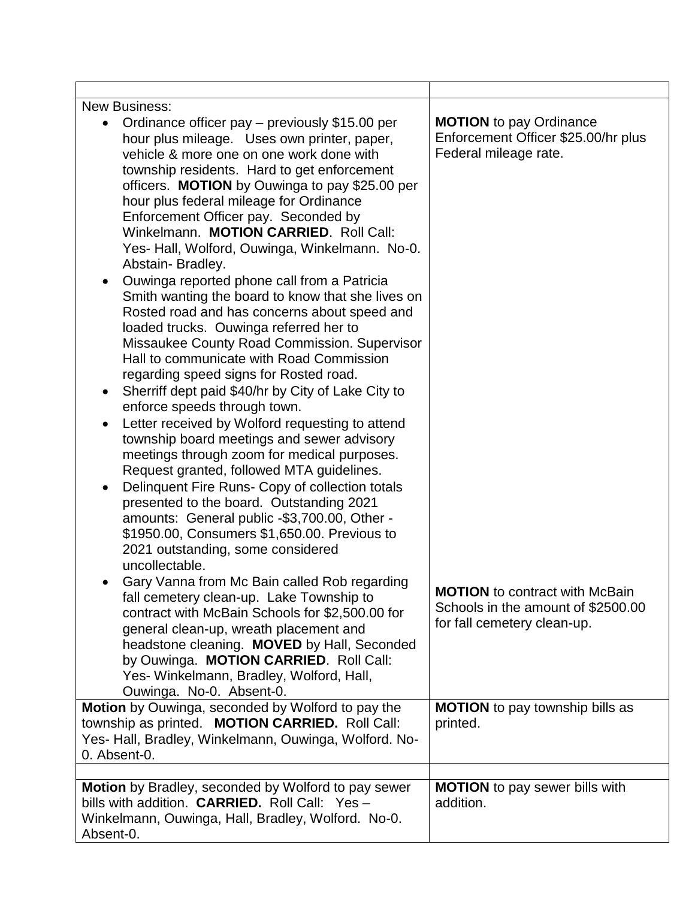| | |
|---|---|
| New Business:<br>• Ordinance officer pay – previously $15.00 per hour plus mileage. Uses own printer, paper, vehicle & more one on one work done with township residents. Hard to get enforcement officers. **MOTION** by Ouwinga to pay $25.00 per hour plus federal mileage for Ordinance Enforcement Officer pay. Seconded by Winkelmann. **MOTION CARRIED**. Roll Call: Yes- Hall, Wolford, Ouwinga, Winkelmann. No-0. Abstain- Bradley.<br>• Ouwinga reported phone call from a Patricia Smith wanting the board to know that she lives on Rosted road and has concerns about speed and loaded trucks. Ouwinga referred her to Missaukee County Road Commission. Supervisor Hall to communicate with Road Commission regarding speed signs for Rosted road.<br>• Sherriff dept paid $40/hr by City of Lake City to enforce speeds through town.<br>• Letter received by Wolford requesting to attend township board meetings and sewer advisory meetings through zoom for medical purposes. Request granted, followed MTA guidelines.<br>• Delinquent Fire Runs- Copy of collection totals presented to the board. Outstanding 2021 amounts: General public -$3,700.00, Other - $1950.00, Consumers $1,650.00. Previous to 2021 outstanding, some considered uncollectable.<br>• Gary Vanna from Mc Bain called Rob regarding fall cemetery clean-up. Lake Township to contract with McBain Schools for $2,500.00 for general clean-up, wreath placement and headstone cleaning. **MOVED** by Hall, Seconded by Ouwinga. **MOTION CARRIED**. Roll Call: Yes- Winkelmann, Bradley, Wolford, Hall, Ouwinga. No-0. Absent-0. | **MOTION** to pay Ordinance Enforcement Officer $25.00/hr plus Federal mileage rate.<br><br>**MOTION** to contract with McBain Schools in the amount of $2500.00 for fall cemetery clean-up. |
| **Motion** by Ouwinga, seconded by Wolford to pay the township as printed. **MOTION CARRIED.** Roll Call: Yes- Hall, Bradley, Winkelmann, Ouwinga, Wolford. No-0. Absent-0. | **MOTION** to pay township bills as printed. |
| | |
| **Motion** by Bradley, seconded by Wolford to pay sewer bills with addition. **CARRIED.** Roll Call: Yes – Winkelmann, Ouwinga, Hall, Bradley, Wolford. No-0. Absent-0. | **MOTION** to pay sewer bills with addition. |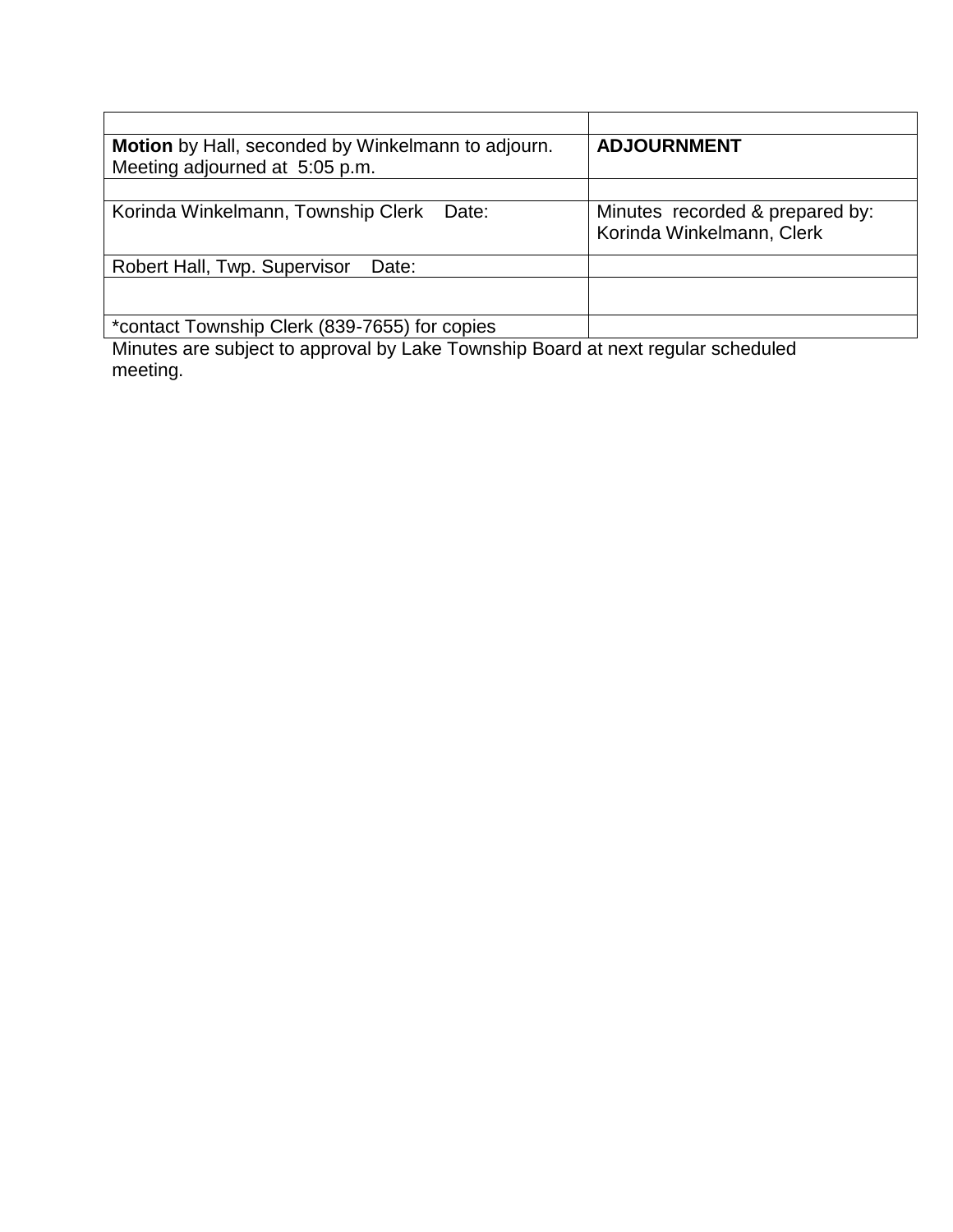| | |
|---|---|
| | |
| **Motion** by Hall, seconded by Winkelmann to adjourn. Meeting adjourned at 5:05 p.m. | **ADJOURNMENT** |
| | |
| Korinda Winkelmann, Township Clerk Date: | Minutes recorded & prepared by: Korinda Winkelmann, Clerk |
| Robert Hall, Twp. Supervisor Date: | |
| | |
| *contact Township Clerk (839-7655) for copies | |

Minutes are subject to approval by Lake Township Board at next regular scheduled meeting.